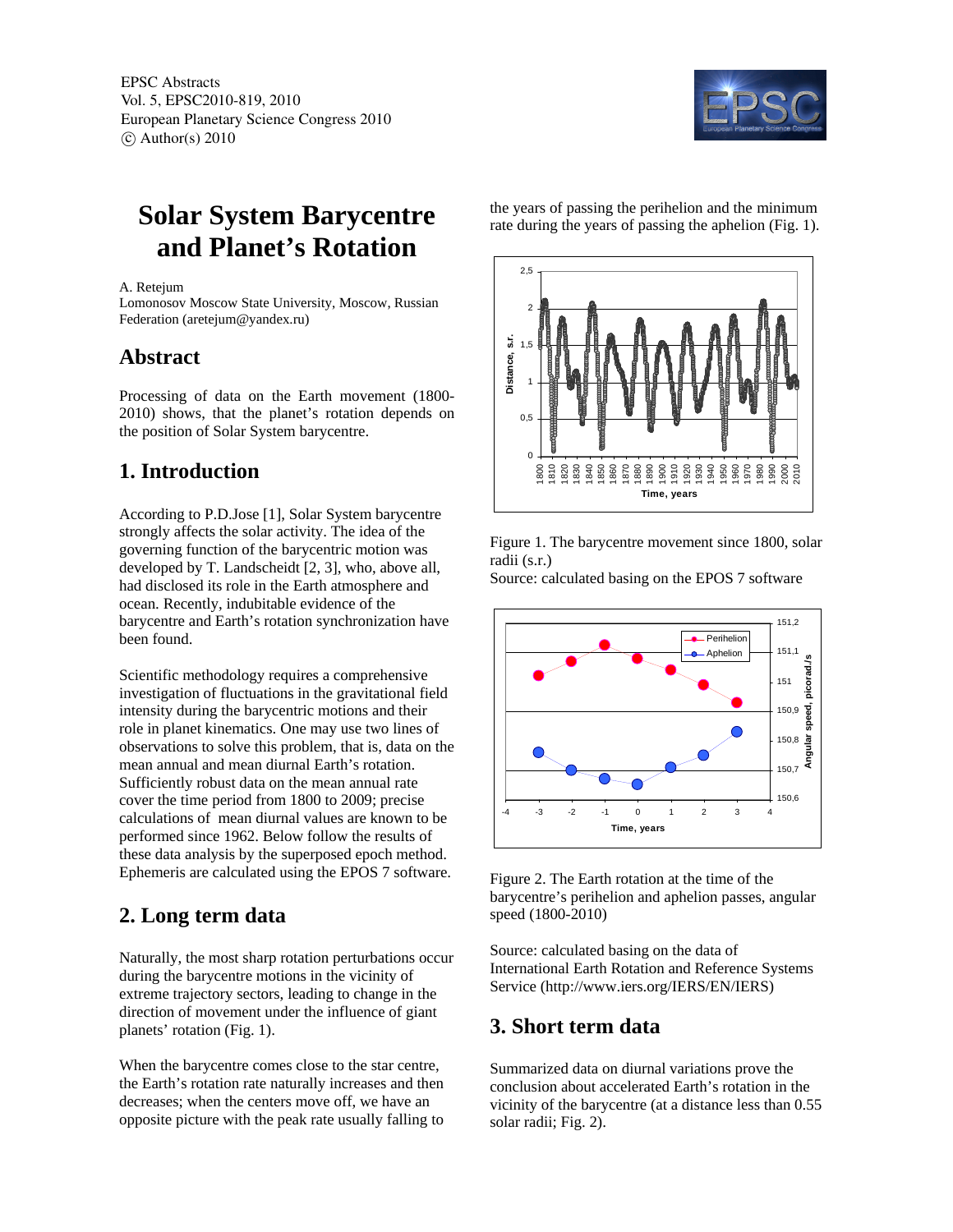EPSC Abstracts
Vol. 5, EPSC2010-819, 2010
European Planetary Science Congress 2010
© Author(s) 2010

# Solar System Barycentre and Planet's Rotation

A. Retejum
Lomonosov Moscow State University, Moscow, Russian Federation (aretejum@yandex.ru)

## Abstract

Processing of data on the Earth movement (1800-2010) shows, that the planet's rotation depends on the position of Solar System barycentre.

## 1. Introduction

According to P.D.Jose [1], Solar System barycentre strongly affects the solar activity. The idea of the governing function of the barycentric motion was developed by T. Landscheidt [2, 3], who, above all, had disclosed its role in the Earth atmosphere and ocean. Recently, indubitable evidence of the barycentre and Earth's rotation synchronization have been found.

Scientific methodology requires a comprehensive investigation of fluctuations in the gravitational field intensity during the barycentric motions and their role in planet kinematics. One may use two lines of observations to solve this problem, that is, data on the mean annual and mean diurnal Earth's rotation. Sufficiently robust data on the mean annual rate cover the time period from 1800 to 2009; precise calculations of mean diurnal values are known to be performed since 1962. Below follow the results of these data analysis by the superposed epoch method. Ephemeris are calculated using the EPOS 7 software.

## 2. Long term data

Naturally, the most sharp rotation perturbations occur during the barycentre motions in the vicinity of extreme trajectory sectors, leading to change in the direction of movement under the influence of giant planets' rotation (Fig. 1).

When the barycentre comes close to the star centre, the Earth's rotation rate naturally increases and then decreases; when the centers move off, we have an opposite picture with the peak rate usually falling to the years of passing the perihelion and the minimum rate during the years of passing the aphelion (Fig. 1).

Figure 1. The barycentre movement since 1800, solar radii (s.r.)
Source: calculated basing on the EPOS 7 software

Figure 2. The Earth rotation at the time of the barycentre's perihelion and aphelion passes, angular speed (1800-2010)

Source: calculated basing on the data of International Earth Rotation and Reference Systems Service (http://www.iers.org/IERS/EN/IERS)

## 3. Short term data

Summarized data on diurnal variations prove the conclusion about accelerated Earth's rotation in the vicinity of the barycentre (at a distance less than 0.55 solar radii; Fig. 2).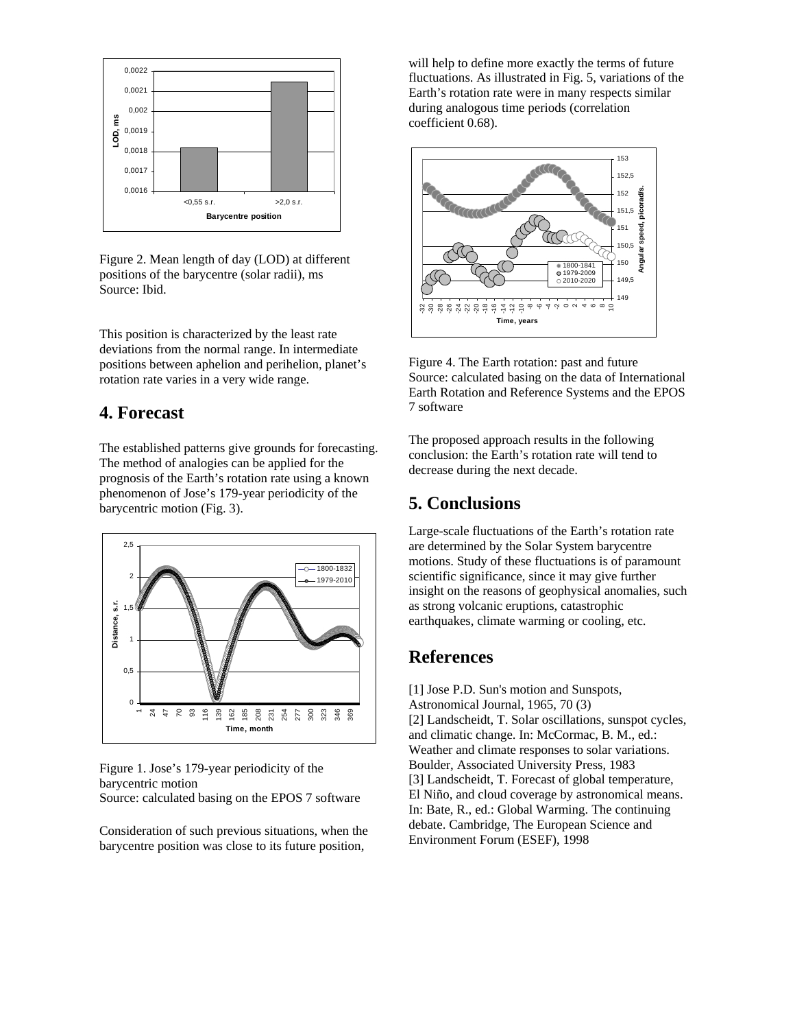0,0022
0,0021
0,002
0,0019
0,0018
0,0017
0,0016
LOD, ms
<0,55 s.r.
>2,0 s.r.
Barycentre position

Figure 2. Mean length of day (LOD) at different positions of the barycentre (solar radii), ms
Source: Ibid.

This position is characterized by the least rate deviations from the normal range. In intermediate positions between aphelion and perihelion, planet's rotation rate varies in a very wide range.

## 4. Forecast

The established patterns give grounds for forecasting. The method of analogies can be applied for the prognosis of the Earth's rotation rate using a known phenomenon of Jose's 179-year periodicity of the barycentric motion (Fig. 3).

2,5
2
1,5
1
0,5
0
Distance, s.r.
1 24 47 70 93 116 139 162 185 208 231 254 277 300 323 346 369
Time, month
1800-1832
1979-2010

Figure 1. Jose's 179-year periodicity of the barycentric motion
Source: calculated basing on the EPOS 7 software

Consideration of such previous situations, when the barycentre position was close to its future position, will help to define more exactly the terms of future fluctuations. As illustrated in Fig. 5, variations of the Earth's rotation rate were in many respects similar during analogous time periods (correlation coefficient 0.68).

153
152,5
152
151,5
151
150,5
150
149,5
149
Angular speed, picorad/s.
-32 -30 -28 -26 -24 -22 -20 -18 -16 -14 -12 -10 -8 -6 -4 -2 0 2 4 6 8 10
Time, years
1800-1841
1979-2009
2010-2020

Figure 4. The Earth rotation: past and future
Source: calculated basing on the data of International Earth Rotation and Reference Systems and the EPOS 7 software

The proposed approach results in the following conclusion: the Earth's rotation rate will tend to decrease during the next decade.

## 5. Conclusions

Large-scale fluctuations of the Earth's rotation rate are determined by the Solar System barycentre motions. Study of these fluctuations is of paramount scientific significance, since it may give further insight on the reasons of geophysical anomalies, such as strong volcanic eruptions, catastrophic earthquakes, climate warming or cooling, etc.

## References

[1] Jose P.D. Sun's motion and Sunspots, Astronomical Journal, 1965, 70 (3)

[2] Landscheidt, T. Solar oscillations, sunspot cycles, and climatic change. In: McCormac, B. M., ed.: Weather and climate responses to solar variations. Boulder, Associated University Press, 1983

[3] Landscheidt, T. Forecast of global temperature, El Niño, and cloud coverage by astronomical means. In: Bate, R., ed.: Global Warming. The continuing debate. Cambridge, The European Science and Environment Forum (ESEF), 1998